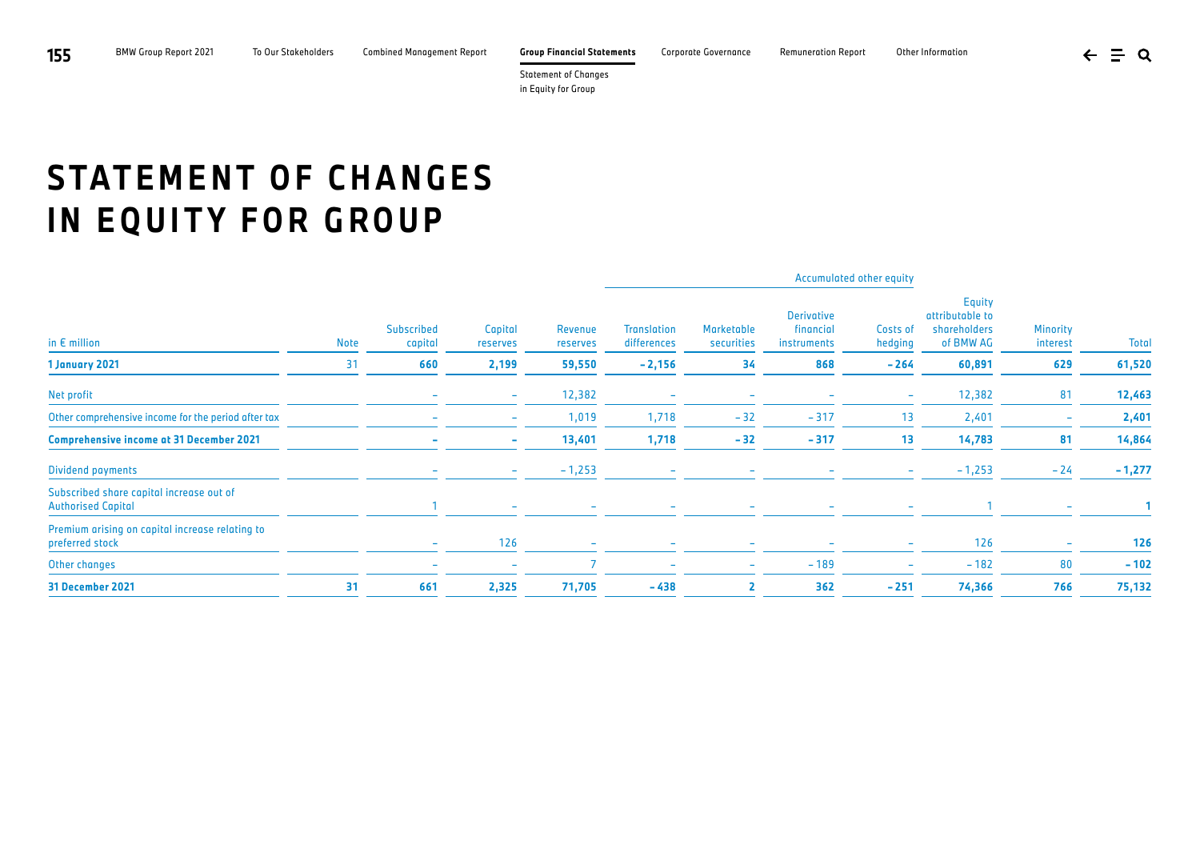# STATEMENT OF CHANGES IN EQUITY FOR GROUP

| in € million | Note | Subscribed capital | Capital reserves | Revenue reserves | Accumulated other equity | | | | Equity attributable to shareholders of BMW AG | Minority interest | Total |
|---|---|---|---|---|---|---|---|---|---|---|---|
| | | | | | Translation differences | Marketable securities | Derivative financial instruments | Costs of hedging | | | |
| **1 January 2021** | 31 | **660** | **2,199** | **59,550** | **– 2,156** | **34** | **868** | **– 264** | **60,891** | **629** | **61,520** |
| Net profit | | – | – | 12,382 | – | – | – | – | 12,382 | 81 | **12,463** |
| Other comprehensive income for the period after tax | | – | – | 1,019 | 1,718 | – 32 | – 317 | 13 | 2,401 | – | **2,401** |
| **Comprehensive income at 31 December 2021** | | **–** | **–** | **13,401** | **1,718** | **– 32** | **– 317** | **13** | **14,783** | **81** | **14,864** |
| Dividend payments | | – | – | – 1,253 | – | – | – | – | – 1,253 | – 24 | **– 1,277** |
| Subscribed share capital increase out of Authorised Capital | | 1 | – | – | – | – | – | – | 1 | – | **1** |
| Premium arising on capital increase relating to preferred stock | | – | 126 | – | – | – | – | – | 126 | – | **126** |
| Other changes | | – | – | 7 | – | – | – 189 | – | – 182 | 80 | **– 102** |
| **31 December 2021** | 31 | **661** | **2,325** | **71,705** | **– 438** | **2** | **362** | **– 251** | **74,366** | **766** | **75,132** |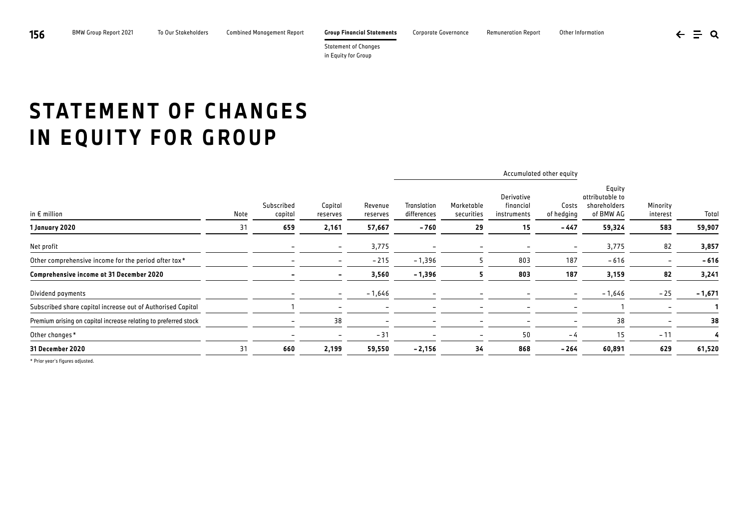# STATEMENT OF CHANGES IN EQUITY FOR GROUP

| | | | | | Accumulated other equity | | | | | | |
|---|---|---|---|---|---|---|---|---|---|---|---|
| in € million | Note | Subscribed capital | Capital reserves | Revenue reserves | Translation differences | Marketable securities | Derivative financial instruments | Costs of hedging | Equity attributable to shareholders of BMW AG | Minority interest | Total |
| **1 January 2020** | 31 | **659** | **2,161** | **57,667** | **– 760** | **29** | **15** | **– 447** | **59,324** | **583** | **59,907** |
| Net profit | | – | – | 3,775 | – | – | – | – | 3,775 | 82 | **3,857** |
| Other comprehensive income for the period after tax* | | – | – | – 215 | – 1,396 | 5 | 803 | 187 | – 616 | – | **– 616** |
| **Comprehensive income at 31 December 2020** | | **–** | **–** | **3,560** | **– 1,396** | **5** | **803** | **187** | **3,159** | **82** | **3,241** |
| Dividend payments | | – | – | – 1,646 | – | – | – | – | – 1,646 | – 25 | **– 1,671** |
| Subscribed share capital increase out of Authorised Capital | | 1 | – | – | – | – | – | – | 1 | – | **1** |
| Premium arising on capital increase relating to preferred stock | | – | 38 | – | – | – | – | – | 38 | – | **38** |
| Other changes* | | – | – | – 31 | – | – | 50 | – 4 | 15 | – 11 | **4** |
| **31 December 2020** | 31 | **660** | **2,199** | **59,550** | **– 2,156** | **34** | **868** | **– 264** | **60,891** | **629** | **61,520** |

* Prior year's figures adjusted.